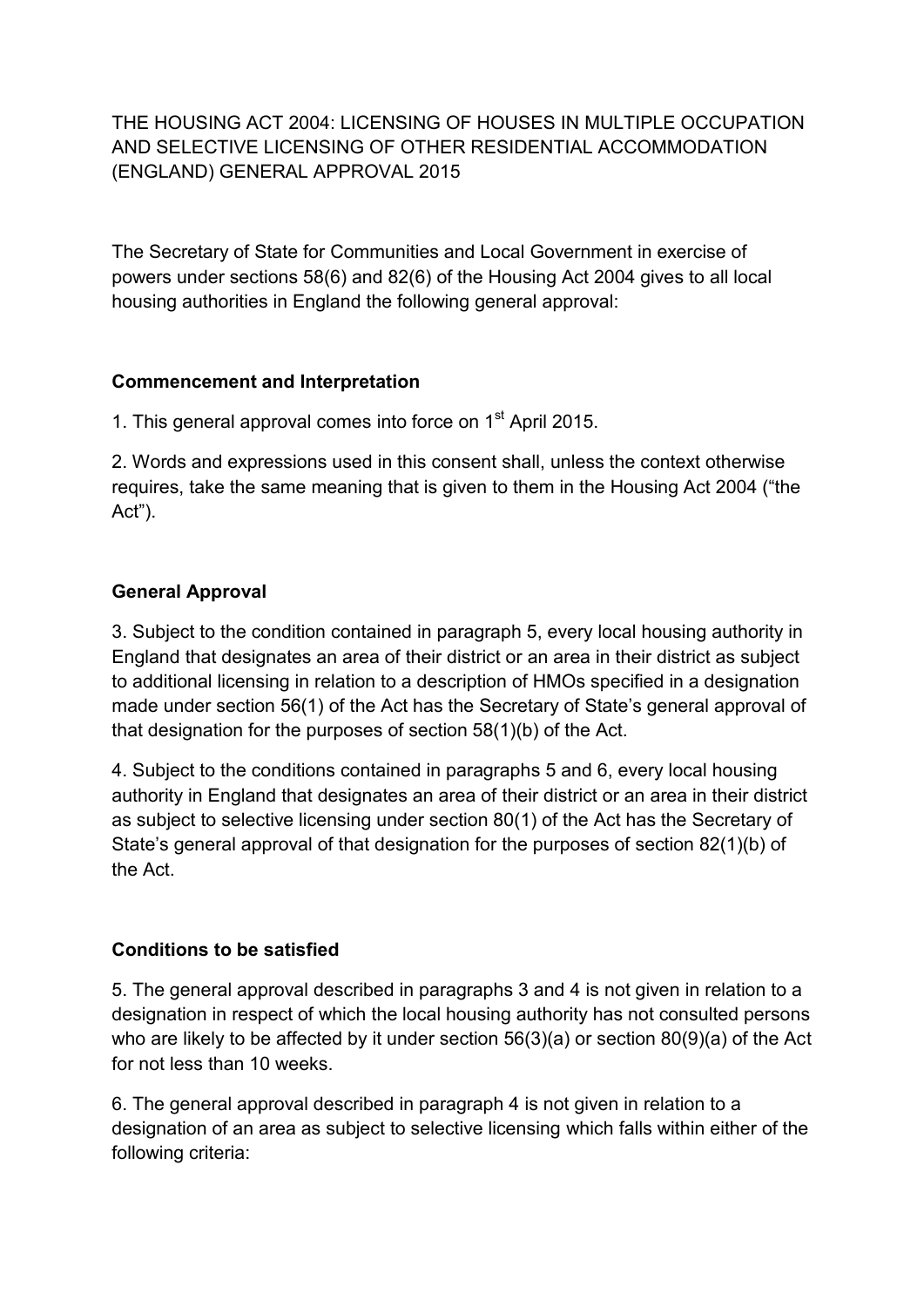# THE HOUSING ACT 2004: LICENSING OF HOUSES IN MULTIPLE OCCUPATION AND SELECTIVE LICENSING OF OTHER RESIDENTIAL ACCOMMODATION (ENGLAND) GENERAL APPROVAL 2015

The Secretary of State for Communities and Local Government in exercise of powers under sections 58(6) and 82(6) of the Housing Act 2004 gives to all local housing authorities in England the following general approval:

## Commencement and Interpretation

1. This general approval comes into force on 1st April 2015.

2. Words and expressions used in this consent shall, unless the context otherwise requires, take the same meaning that is given to them in the Housing Act 2004 ("the Act").

## General Approval

3. Subject to the condition contained in paragraph 5, every local housing authority in England that designates an area of their district or an area in their district as subject to additional licensing in relation to a description of HMOs specified in a designation made under section 56(1) of the Act has the Secretary of State's general approval of that designation for the purposes of section 58(1)(b) of the Act.

4. Subject to the conditions contained in paragraphs 5 and 6, every local housing authority in England that designates an area of their district or an area in their district as subject to selective licensing under section 80(1) of the Act has the Secretary of State's general approval of that designation for the purposes of section 82(1)(b) of the Act.

## Conditions to be satisfied

5. The general approval described in paragraphs 3 and 4 is not given in relation to a designation in respect of which the local housing authority has not consulted persons who are likely to be affected by it under section 56(3)(a) or section 80(9)(a) of the Act for not less than 10 weeks.

6. The general approval described in paragraph 4 is not given in relation to a designation of an area as subject to selective licensing which falls within either of the following criteria: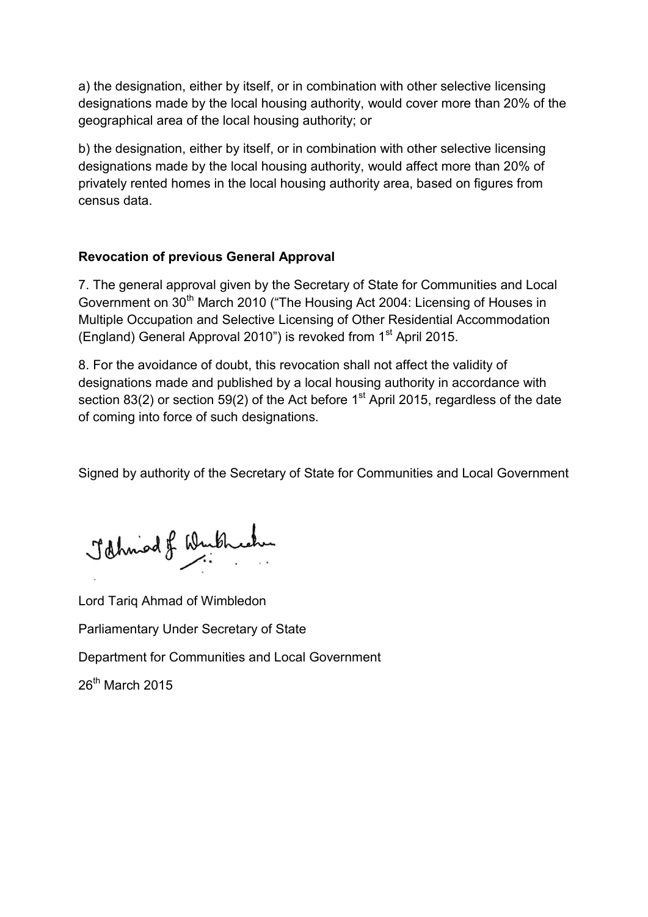a) the designation, either by itself, or in combination with other selective licensing designations made by the local housing authority, would cover more than 20% of the geographical area of the local housing authority; or

b) the designation, either by itself, or in combination with other selective licensing designations made by the local housing authority, would affect more than 20% of privately rented homes in the local housing authority area, based on figures from census data.

**Revocation of previous General Approval**

7. The general approval given by the Secretary of State for Communities and Local Government on 30th March 2010 ("The Housing Act 2004: Licensing of Houses in Multiple Occupation and Selective Licensing of Other Residential Accommodation (England) General Approval 2010") is revoked from 1st April 2015.

8. For the avoidance of doubt, this revocation shall not affect the validity of designations made and published by a local housing authority in accordance with section 83(2) or section 59(2) of the Act before 1st April 2015, regardless of the date of coming into force of such designations.

Signed by authority of the Secretary of State for Communities and Local Government

Lord Tariq Ahmad of Wimbledon

Parliamentary Under Secretary of State

Department for Communities and Local Government

26th March 2015